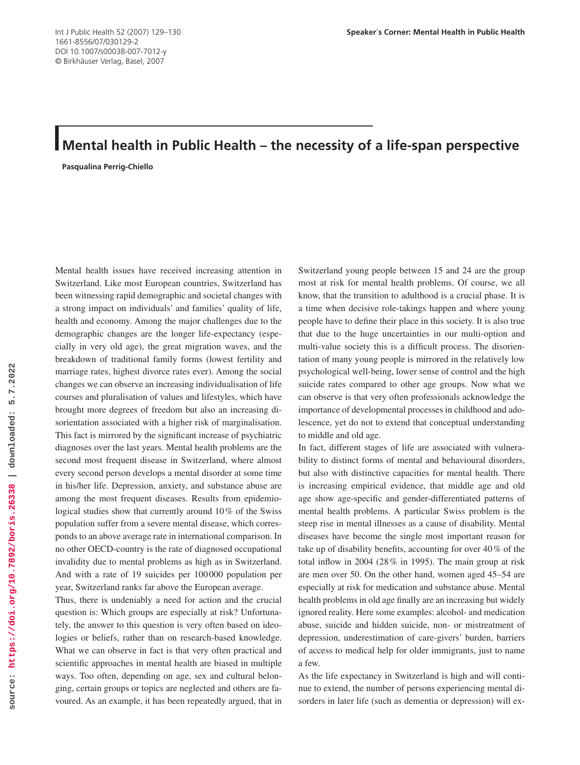# Mental health in Public Health – the necessity of a life-span perspective

**Pasqualina Perrig-Chiello**

Mental health issues have received increasing attention in Switzerland. Like most European countries, Switzerland has been witnessing rapid demographic and societal changes with a strong impact on individuals' and families' quality of life, health and economy. Among the major challenges due to the demographic changes are the longer life-expectancy (especially in very old age), the great migration waves, and the breakdown of traditional family forms (lowest fertility and marriage rates, highest divorce rates ever). Among the social changes we can observe an increasing individualisation of life courses and pluralisation of values and lifestyles, which have brought more degrees of freedom but also an increasing disorientation associated with a higher risk of marginalisation. This fact is mirrored by the significant increase of psychiatric diagnoses over the last years. Mental health problems are the second most frequent disease in Switzerland, where almost every second person develops a mental disorder at some time in his/her life. Depression, anxiety, and substance abuse are among the most frequent diseases. Results from epidemiological studies show that currently around 10 % of the Swiss population suffer from a severe mental disease, which corresponds to an above average rate in international comparison. In no other OECD-country is the rate of diagnosed occupational invalidity due to mental problems as high as in Switzerland. And with a rate of 19 suicides per 100000 population per year, Switzerland ranks far above the European average.

Thus, there is undeniably a need for action and the crucial question is: Which groups are especially at risk? Unfortunately, the answer to this question is very often based on ideologies or beliefs, rather than on research-based knowledge. What we can observe in fact is that very often practical and scientific approaches in mental health are biased in multiple ways. Too often, depending on age, sex and cultural belonging, certain groups or topics are neglected and others are favoured. As an example, it has been repeatedly argued, that in Switzerland young people between 15 and 24 are the group most at risk for mental health problems. Of course, we all know, that the transition to adulthood is a crucial phase. It is a time when decisive role-takings happen and where young people have to define their place in this society. It is also true that due to the huge uncertainties in our multi-option and multi-value society this is a difficult process. The disorientation of many young people is mirrored in the relatively low psychological well-being, lower sense of control and the high suicide rates compared to other age groups. Now what we can observe is that very often professionals acknowledge the importance of developmental processes in childhood and adolescence, yet do not to extend that conceptual understanding to middle and old age.

In fact, different stages of life are associated with vulnerability to distinct forms of mental and behavioural disorders, but also with distinctive capacities for mental health. There is increasing empirical evidence, that middle age and old age show age-specific and gender-differentiated patterns of mental health problems. A particular Swiss problem is the steep rise in mental illnesses as a cause of disability. Mental diseases have become the single most important reason for take up of disability benefits, accounting for over 40 % of the total inflow in 2004 (28 % in 1995). The main group at risk are men over 50. On the other hand, women aged 45–54 are especially at risk for medication and substance abuse. Mental health problems in old age finally are an increasing but widely ignored reality. Here some examples: alcohol- and medication abuse, suicide and hidden suicide, non- or mistreatment of depression, underestimation of care-givers' burden, barriers of access to medical help for older immigrants, just to name a few.

As the life expectancy in Switzerland is high and will continue to extend, the number of persons experiencing mental disorders in later life (such as dementia or depression) will ex-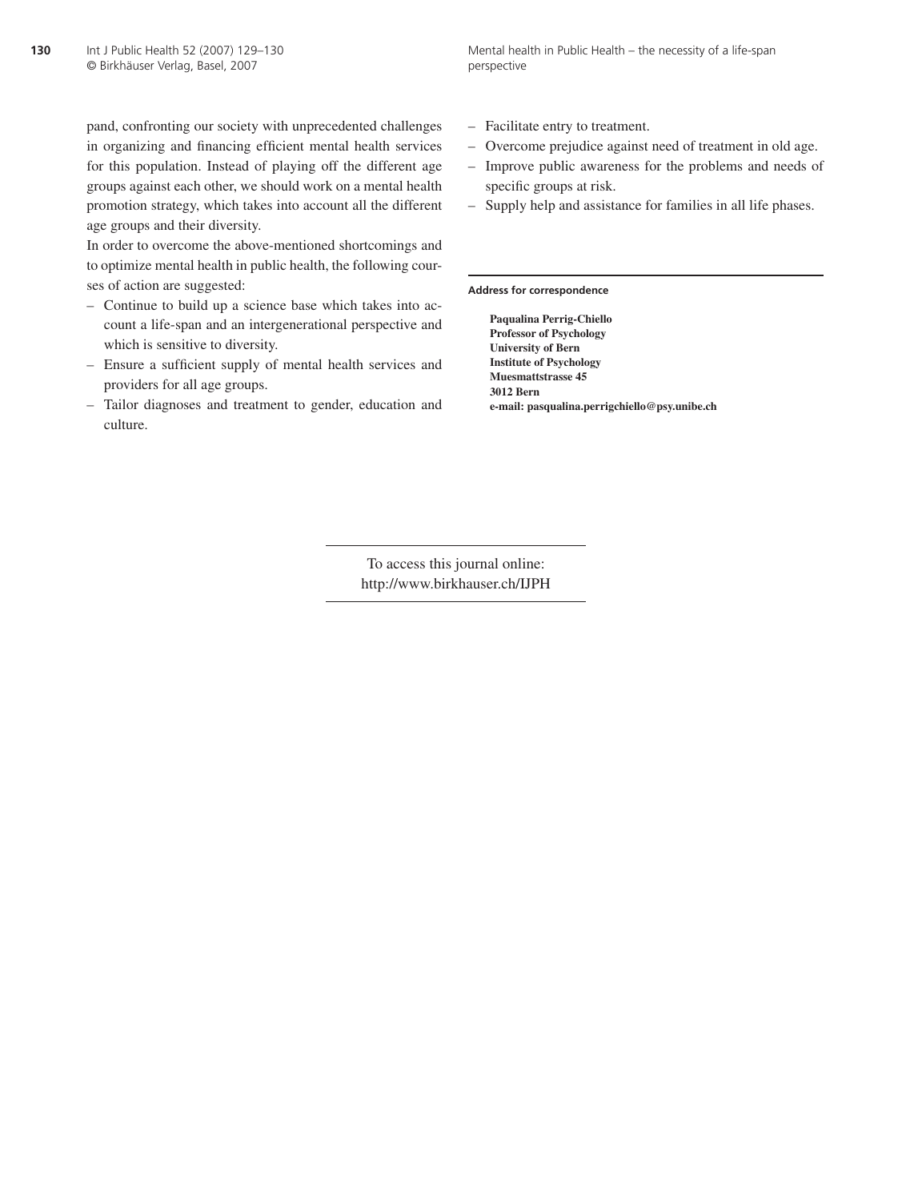pand, confronting our society with unprecedented challenges in organizing and financing efficient mental health services for this population. Instead of playing off the different age groups against each other, we should work on a mental health promotion strategy, which takes into account all the different age groups and their diversity.

In order to overcome the above-mentioned shortcomings and to optimize mental health in public health, the following courses of action are suggested:

- Continue to build up a science base which takes into account a life-span and an intergenerational perspective and which is sensitive to diversity.
- Ensure a sufficient supply of mental health services and providers for all age groups.
- Tailor diagnoses and treatment to gender, education and culture.
- Facilitate entry to treatment.
- Overcome prejudice against need of treatment in old age.
- Improve public awareness for the problems and needs of specific groups at risk.
- Supply help and assistance for families in all life phases.

**Address for correspondence**

**Paqualina Perrig-Chiello**
**Professor of Psychology**
**University of Bern**
**Institute of Psychology**
**Muesmattstrasse 45**
**3012 Bern**
**e-mail: pasqualina.perrigchiello@psy.unibe.ch**

To access this journal online:
http://www.birkhauser.ch/IJPH